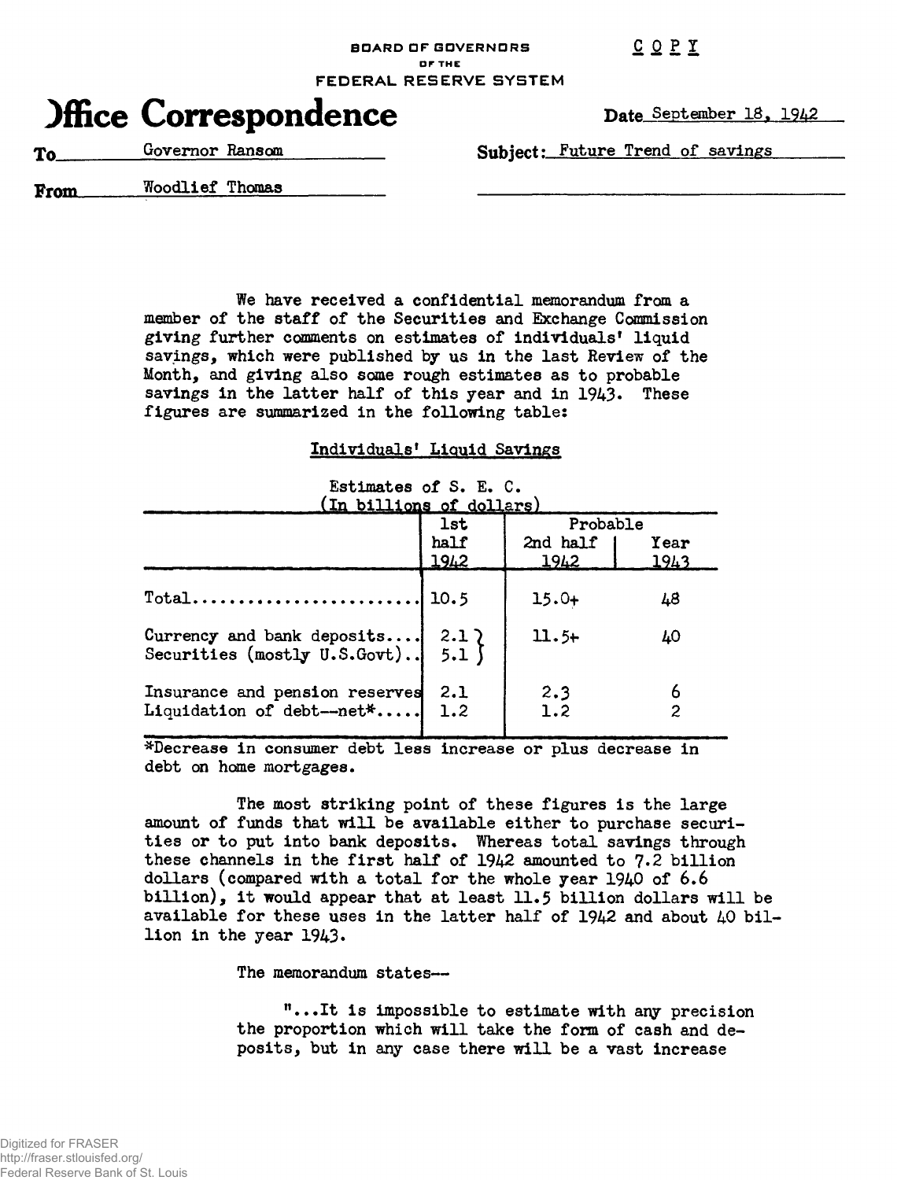BOARD OF GOVERNORS
OF THE
FEDERAL RESERVE SYSTEM

C O P Y

# Office Correspondence

Date September 18, 1942

To Governor Ransom

Subject: Future Trend of savings

From Woodlief Thomas

We have received a confidential memorandum from a member of the staff of the Securities and Exchange Commission giving further comments on estimates of individuals' liquid savings, which were published by us in the last Review of the Month, and giving also some rough estimates as to probable savings in the latter half of this year and in 1943. These figures are summarized in the following table:

## Individuals' Liquid Savings

Estimates of S. E. C.
(In billions of dollars)

| | 1st half 1942 | Probable | |
|---|---|---|---|
| | | 2nd half 1942 | Year 1943 |
| Total......................... | 10.5 | 15.0+ | 48 |
| Currency and bank deposits.... | 2.1 } | 11.5+ | 40 |
| Securities (mostly U.S.Govt).. | 5.1 } | | |
| Insurance and pension reserves | 2.1 | 2.3 | 6 |
| Liquidation of debt--net*..... | 1.2 | 1.2 | 2 |

*Decrease in consumer debt less increase or plus decrease in debt on home mortgages.

The most striking point of these figures is the large amount of funds that will be available either to purchase securities or to put into bank deposits. Whereas total savings through these channels in the first half of 1942 amounted to 7.2 billion dollars (compared with a total for the whole year 1940 of 6.6 billion), it would appear that at least 11.5 billion dollars will be available for these uses in the latter half of 1942 and about 40 billion in the year 1943.

The memorandum states--

"...It is impossible to estimate with any precision the proportion which will take the form of cash and deposits, but in any case there will be a vast increase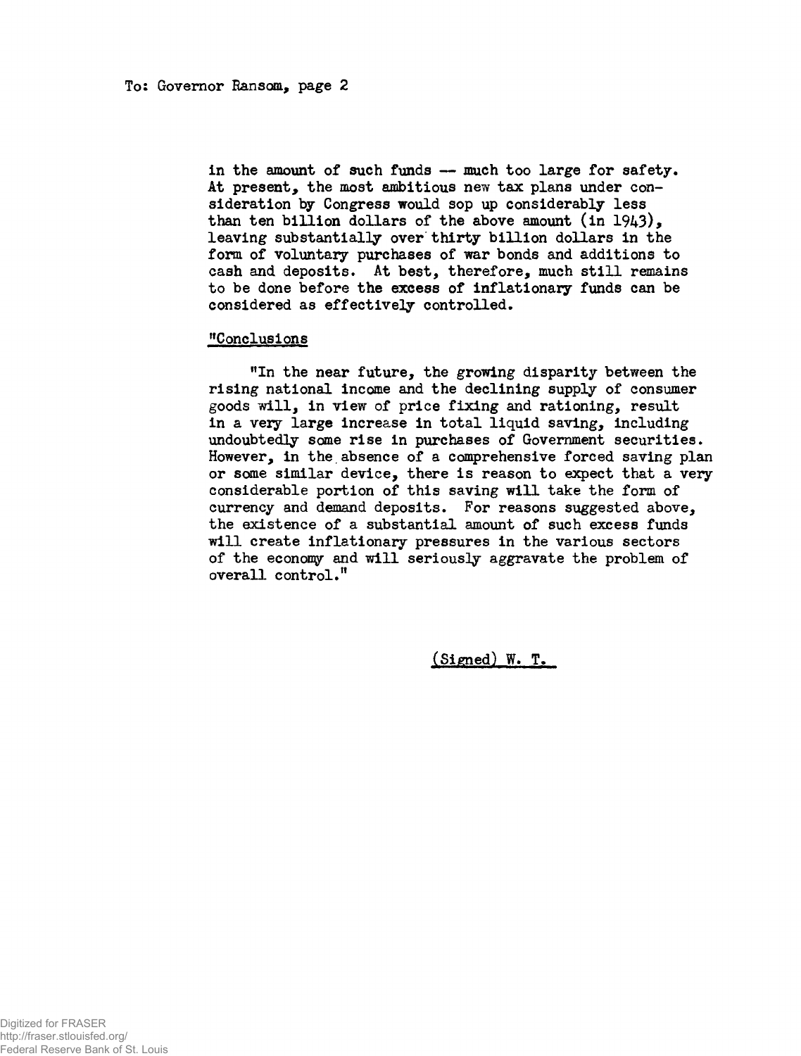To: Governor Ransom, page 2

in the amount of such funds -- much too large for safety. At present, the most ambitious new tax plans under consideration by Congress would sop up considerably less than ten billion dollars of the above amount (in 1943), leaving substantially over thirty billion dollars in the form of voluntary purchases of war bonds and additions to cash and deposits. At best, therefore, much still remains to be done before the excess of inflationary funds can be considered as effectively controlled.

"Conclusions

"In the near future, the growing disparity between the rising national income and the declining supply of consumer goods will, in view of price fixing and rationing, result in a very large increase in total liquid saving, including undoubtedly some rise in purchases of Government securities. However, in the absence of a comprehensive forced saving plan or some similar device, there is reason to expect that a very considerable portion of this saving will take the form of currency and demand deposits. For reasons suggested above, the existence of a substantial amount of such excess funds will create inflationary pressures in the various sectors of the economy and will seriously aggravate the problem of overall control."

(Signed) W. T.

Digitized for FRASER
http://fraser.stlouisfed.org/
Federal Reserve Bank of St. Louis